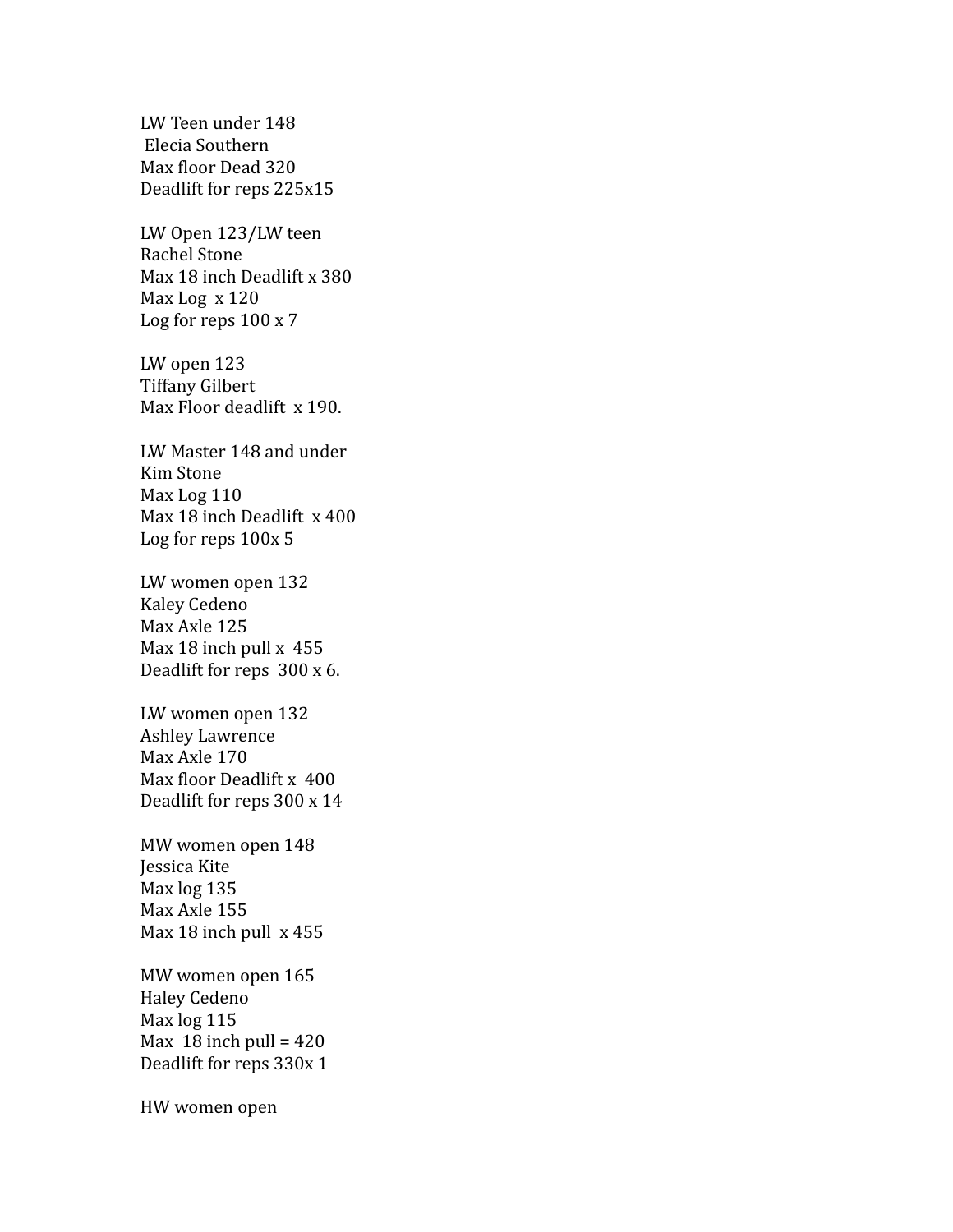LW Teen under 148  
Elecia Southern  
Max floor Dead 320  
Deadlift for reps 225x15

LW Open 123/LW teen  
Rachel Stone  
Max 18 inch Deadlift x 380  
Max Log x 120  
Log for reps 100 x 7

LW open 123  
Tiffany Gilbert  
Max Floor deadlift x 190.

LW Master 148 and under  
Kim Stone  
Max Log 110  
Max 18 inch Deadlift x 400  
Log for reps 100x 5

LW women open 132  
Kaley Cedeno  
Max Axle 125  
Max 18 inch pull x 455  
Deadlift for reps 300 x 6.

LW women open 132  
Ashley Lawrence  
Max Axle 170  
Max floor Deadlift x 400  
Deadlift for reps 300 x 14

MW women open 148  
Jessica Kite  
Max log 135  
Max Axle 155  
Max 18 inch pull x 455

MW women open 165  
Haley Cedeno  
Max log 115  
Max 18 inch pull = 420  
Deadlift for reps 330x 1

HW women open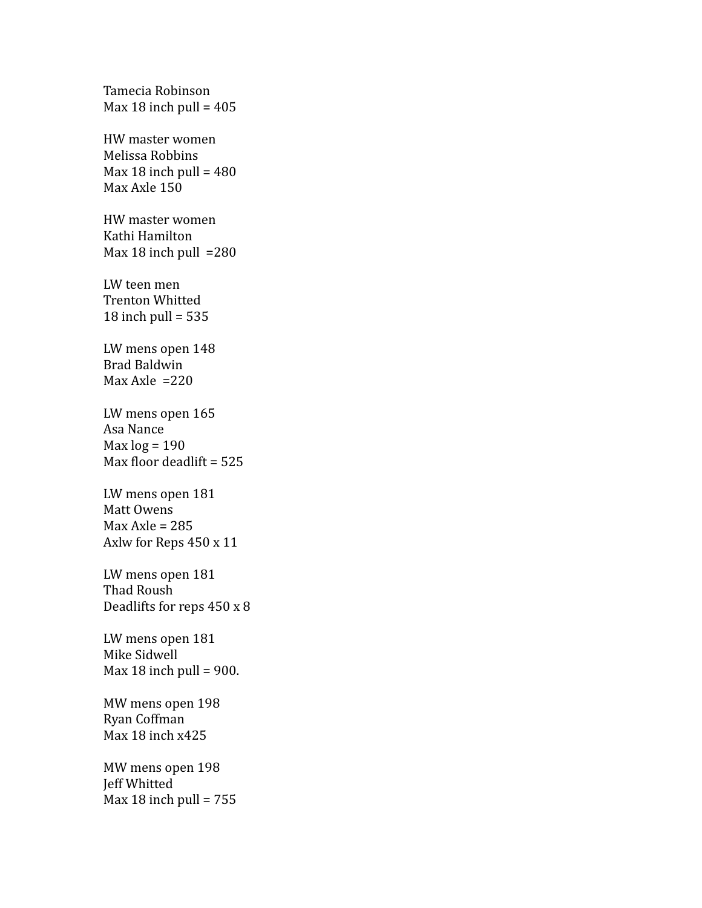Tamecia Robinson
Max 18 inch pull = 405

HW master women
Melissa Robbins
Max 18 inch pull = 480
Max Axle 150

HW master women
Kathi Hamilton
Max 18 inch pull =280

LW teen men
Trenton Whitted
18 inch pull = 535

LW mens open 148
Brad Baldwin
Max Axle =220

LW mens open 165
Asa Nance
Max log = 190
Max floor deadlift = 525

LW mens open 181
Matt Owens
Max Axle = 285
Axlw for Reps 450 x 11

LW mens open 181
Thad Roush
Deadlifts for reps 450 x 8

LW mens open 181
Mike Sidwell
Max 18 inch pull = 900.

MW mens open 198
Ryan Coffman
Max 18 inch x425

MW mens open 198
Jeff Whitted
Max 18 inch pull = 755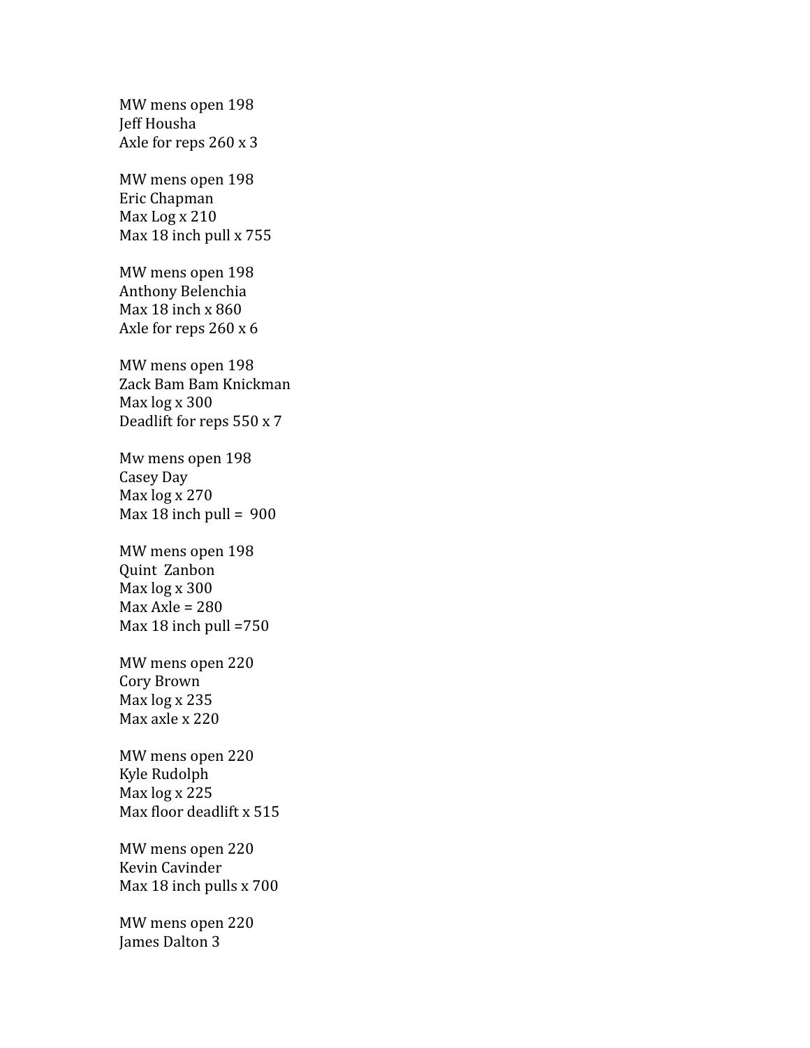MW mens open 198
Jeff Housha
Axle for reps 260 x 3

MW mens open 198
Eric Chapman
Max Log x 210
Max 18 inch pull x 755

MW mens open 198
Anthony Belenchia
Max 18 inch x 860
Axle for reps 260 x 6

MW mens open 198
Zack Bam Bam Knickman
Max log x 300
Deadlift for reps 550 x 7

Mw mens open 198
Casey Day
Max log x 270
Max 18 inch pull = 900

MW mens open 198
Quint Zanbon
Max log x 300
Max Axle = 280
Max 18 inch pull =750

MW mens open 220
Cory Brown
Max log x 235
Max axle x 220

MW mens open 220
Kyle Rudolph
Max log x 225
Max floor deadlift x 515

MW mens open 220
Kevin Cavinder
Max 18 inch pulls x 700

MW mens open 220
James Dalton 3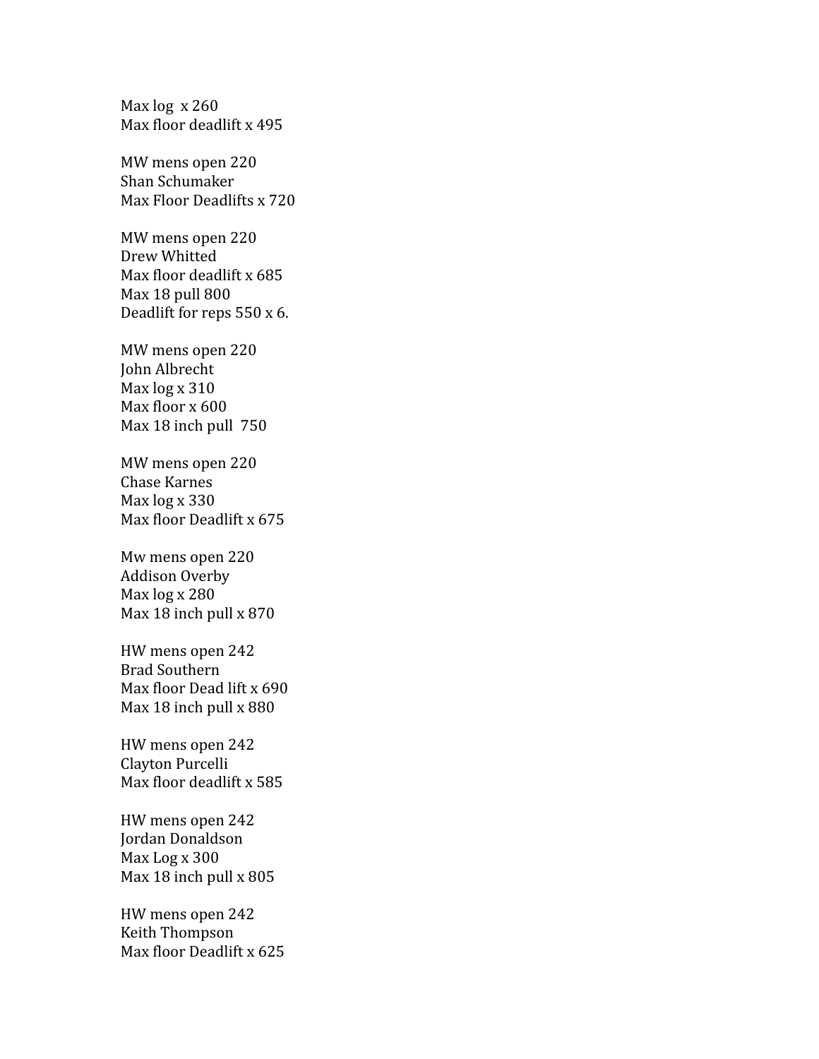Max log  x 260
Max floor deadlift x 495

MW mens open 220
Shan Schumaker
Max Floor Deadlifts x 720

MW mens open 220
Drew Whitted
Max floor deadlift x 685
Max 18 pull 800
Deadlift for reps 550 x 6.

MW mens open 220
John Albrecht
Max log x 310
Max floor x 600
Max 18 inch pull  750

MW mens open 220
Chase Karnes
Max log x 330
Max floor Deadlift x 675

Mw mens open 220
Addison Overby
Max log x 280
Max 18 inch pull x 870

HW mens open 242
Brad Southern
Max floor Dead lift x 690
Max 18 inch pull x 880

HW mens open 242
Clayton Purcelli
Max floor deadlift x 585

HW mens open 242
Jordan Donaldson
Max Log x 300
Max 18 inch pull x 805

HW mens open 242
Keith Thompson
Max floor Deadlift x 625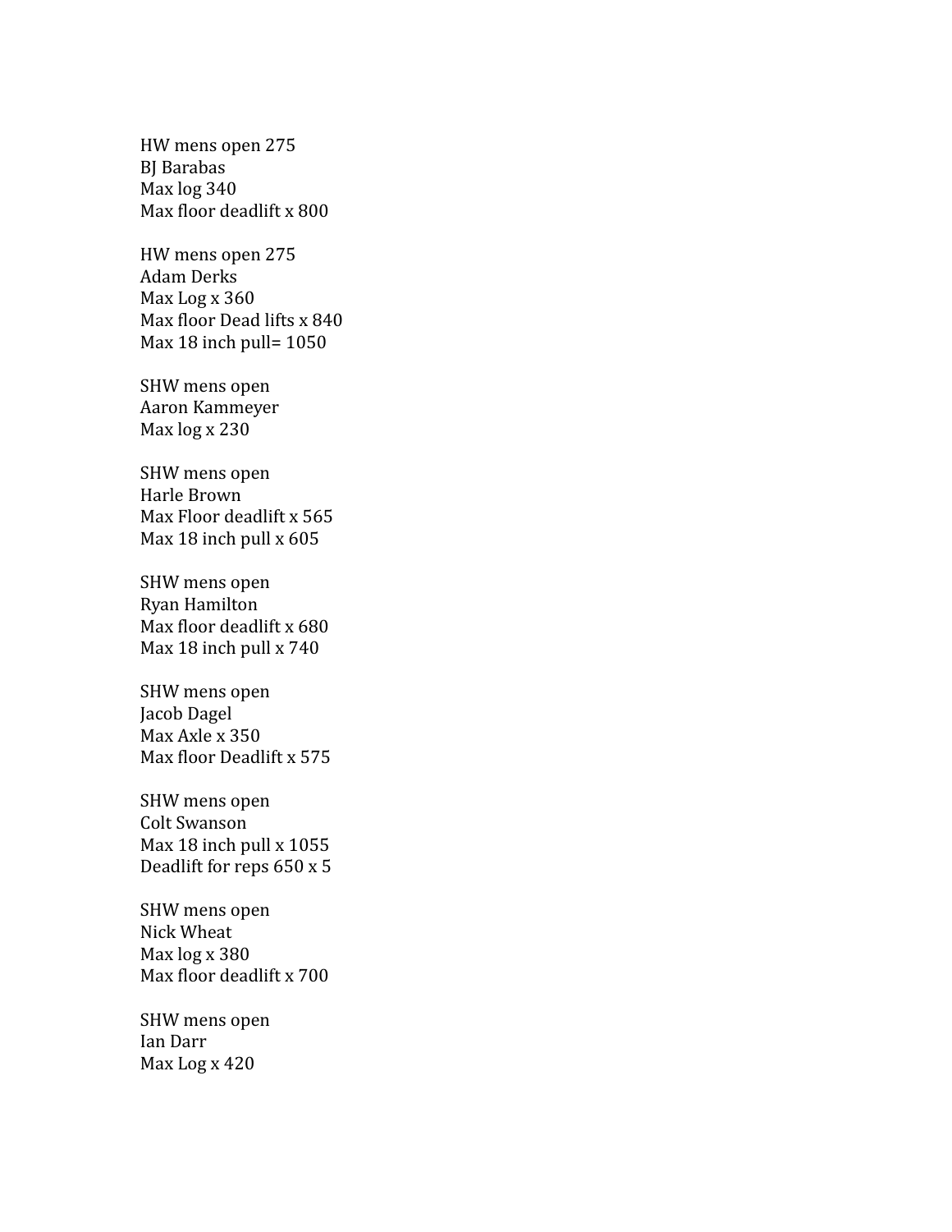HW mens open 275
BJ Barabas
Max log 340
Max floor deadlift x 800

HW mens open 275
Adam Derks
Max Log x 360
Max floor Dead lifts x 840
Max 18 inch pull= 1050

SHW mens open
Aaron Kammeyer
Max log x 230

SHW mens open
Harle Brown
Max Floor deadlift x 565
Max 18 inch pull x 605

SHW mens open
Ryan Hamilton
Max floor deadlift x 680
Max 18 inch pull x 740

SHW mens open
Jacob Dagel
Max Axle x 350
Max floor Deadlift x 575

SHW mens open
Colt Swanson
Max 18 inch pull x 1055
Deadlift for reps 650 x 5

SHW mens open
Nick Wheat
Max log x 380
Max floor deadlift x 700

SHW mens open
Ian Darr
Max Log x 420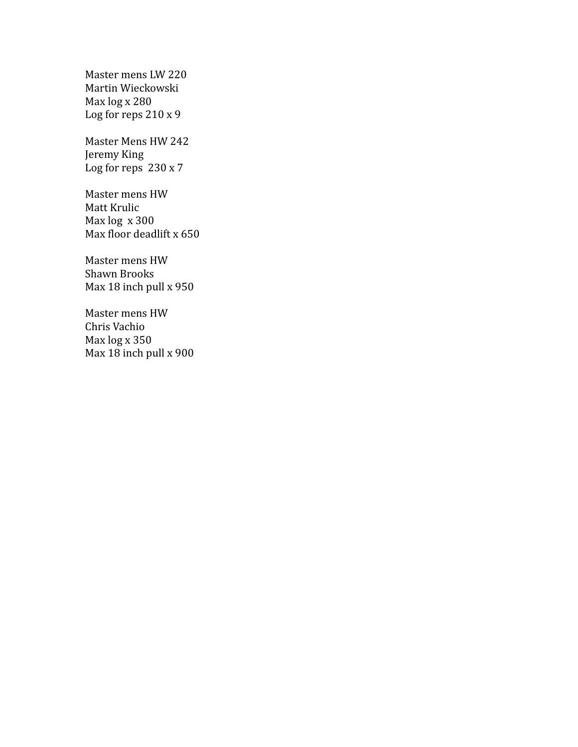Master mens LW 220
Martin Wieckowski
Max log x 280
Log for reps 210 x 9

Master Mens HW 242
Jeremy King
Log for reps 230 x 7

Master mens HW
Matt Krulic
Max log x 300
Max floor deadlift x 650

Master mens HW
Shawn Brooks
Max 18 inch pull x 950

Master mens HW
Chris Vachio
Max log x 350
Max 18 inch pull x 900